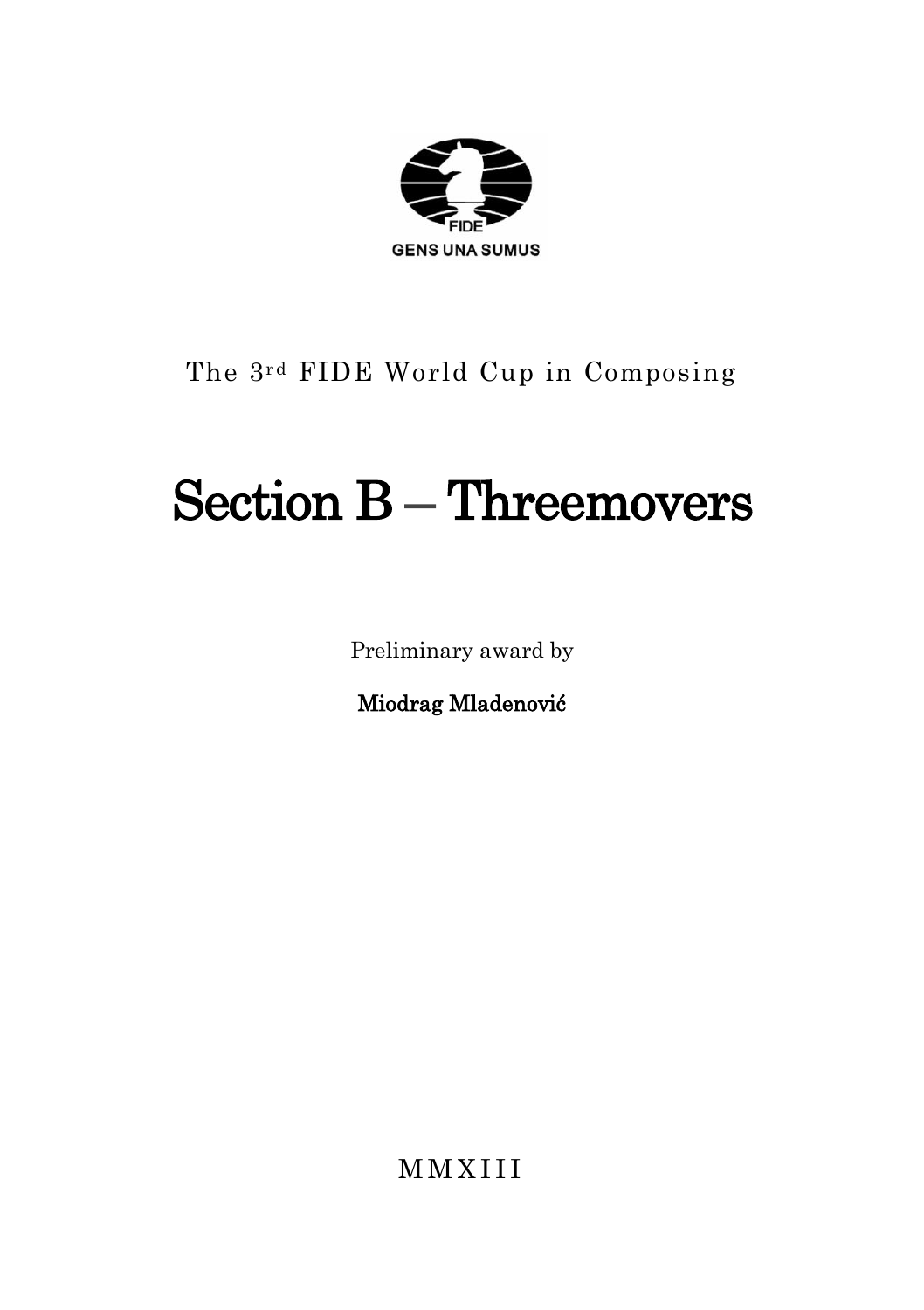FIDE

GENS UNA SUMUS

The 3rd FIDE World Cup in Composing

# Section B – Threemovers

Preliminary award by

**Miodrag Mladenović**

MMXIII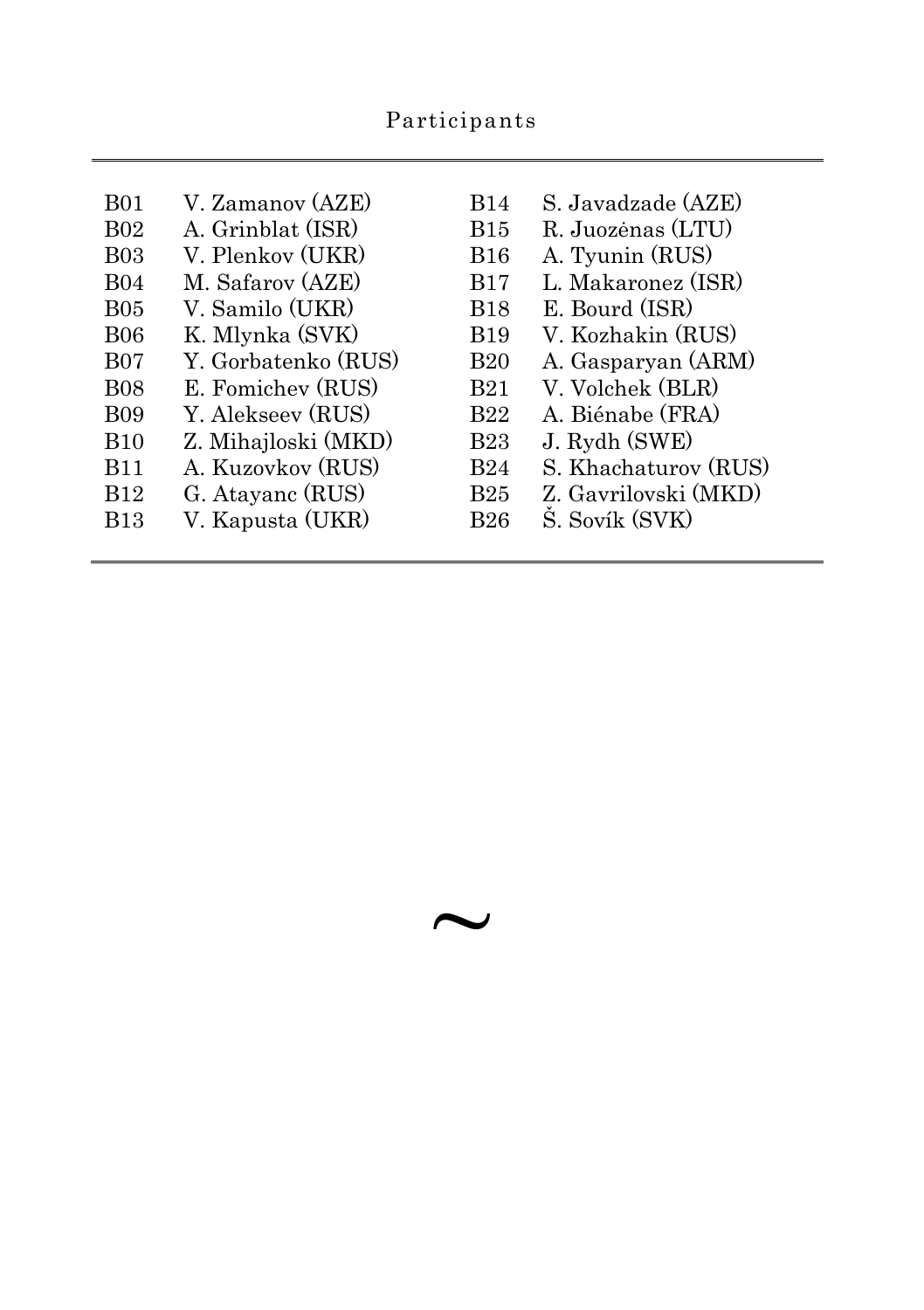# Participants

| | | | |
|---|---|---|---|
| B01 | V. Zamanov (AZE) | B14 | S. Javadzade (AZE) |
| B02 | A. Grinblat (ISR) | B15 | R. Juozėnas (LTU) |
| B03 | V. Plenkov (UKR) | B16 | A. Tyunin (RUS) |
| B04 | M. Safarov (AZE) | B17 | L. Makaronez (ISR) |
| B05 | V. Samilo (UKR) | B18 | E. Bourd (ISR) |
| B06 | K. Mlynka (SVK) | B19 | V. Kozhakin (RUS) |
| B07 | Y. Gorbatenko (RUS) | B20 | A. Gasparyan (ARM) |
| B08 | E. Fomichev (RUS) | B21 | V. Volchek (BLR) |
| B09 | Y. Alekseev (RUS) | B22 | A. Biénabe (FRA) |
| B10 | Z. Mihajloski (MKD) | B23 | J. Rydh (SWE) |
| B11 | A. Kuzovkov (RUS) | B24 | S. Khachaturov (RUS) |
| B12 | G. Atayanc (RUS) | B25 | Z. Gavrilovski (MKD) |
| B13 | V. Kapusta (UKR) | B26 | Š. Sovík (SVK) |

~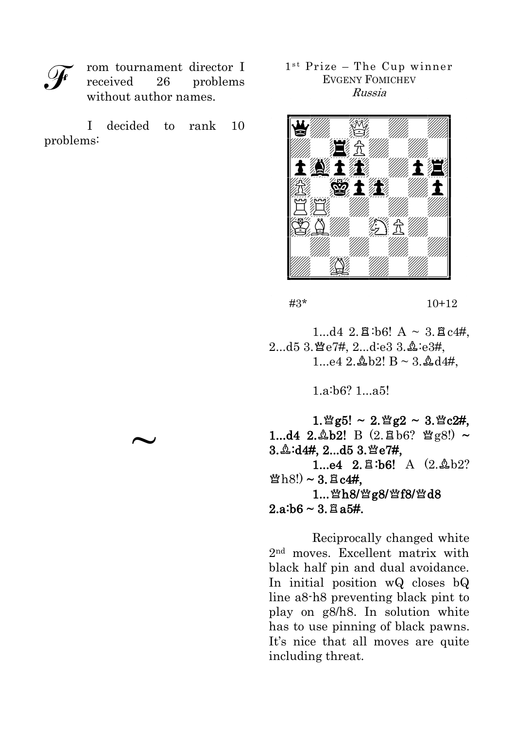From tournament director I received 26 problems without author names.

I decided to rank 10 problems:

~

1st Prize – The Cup winner
EVGENY FOMICHEV
*Russia*

#3* 10+12

1...d4 2.♖:b6! A ~ 3.♖c4#, 2...d5 3.♕e7#, 2...d:e3 3.♗:e3#,
1...e4 2.♗b2! B ~ 3.♗d4#,

1.a:b6? 1...a5!

**1.♕g5! ~ 2.♕g2 ~ 3.♕c2#,**
**1...d4 2.♗b2!** B (2.♖b6? ♕g8!) ~ **3.♗:d4#, 2...d5 3.♕e7#,**
**1...e4 2.♖:b6!** A (2.♗b2? ♕h8!) **~ 3.♖c4#,**
**1...♕h8/♕g8/♕f8/♕d8 2.a:b6 ~ 3.♖a5#.**

Reciprocally changed white 2nd moves. Excellent matrix with black half pin and dual avoidance. In initial position wQ closes bQ line a8-h8 preventing black pint to play on g8/h8. In solution white has to use pinning of black pawns. It's nice that all moves are quite including threat.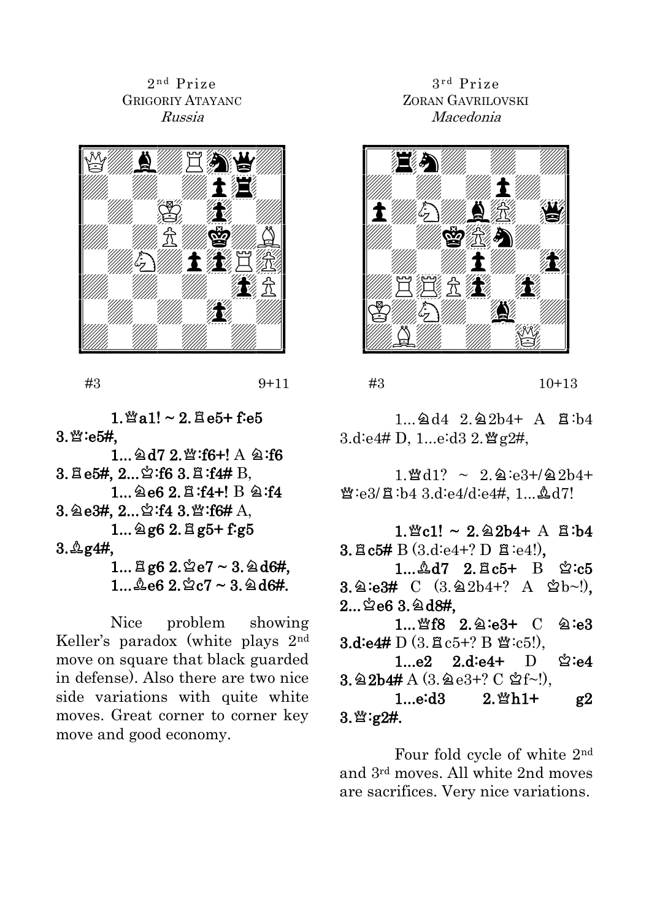2nd Prize
GRIGORIY ATAYANC
*Russia*

#3 9+11

**1.♕a1! ~ 2.♖e5+ f:e5 3.♕:e5#,**
**1...♘d7 2.♕:f6+!** A **♘:f6 3.♖e5#, 2...♔:f6 3.♖:f4#** B,
**1...♘e6 2.♖:f4+!** B **♘:f4 3.♘e3#, 2...♔:f4 3.♕:f6#** A,
**1...♘g6 2.♖g5+ f:g5 3.♗g4#,**
**1...♖g6 2.♔e7 ~ 3.♘d6#,**
**1...♗e6 2.♔c7 ~ 3.♘d6#.**

Nice problem showing Keller's paradox (white plays 2nd move on square that black guarded in defense). Also there are two nice side variations with quite white moves. Great corner to corner key move and good economy.

3rd Prize
ZORAN GAVRILOVSKI
*Macedonia*

#3 10+13

1...♘d4 2.♘2b4+ A ♖:b4 3.d:e4# D, 1...e:d3 2.♕g2#,

1.♕d1? ~ 2.♘:e3+/♘2b4+ ♕:e3/♖:b4 3.d:e4/d:e4#, 1...♗d7!

**1.♕c1! ~ 2.♘2b4+** A **♖:b4 3.♖c5#** B (3.d:e4+? D ♖:e4!),
**1...♗d7 2.♖c5+** B **♔:c5 3.♘:e3#** C (3.♘2b4+? A ♔b~!), **2...♔e6 3.♘d8#,**
**1...♕f8 2.♘:e3+** C **♘:e3 3.d:e4#** D (3.♖c5+? B ♕:c5!),
**1...e2 2.d:e4+** D **♔:e4 3.♘2b4#** A (3.♘e3+? C ♔f~!),
**1...e:d3 2.♕h1+ g2 3.♕:g2#.**

Four fold cycle of white 2nd and 3rd moves. All white 2nd moves are sacrifices. Very nice variations.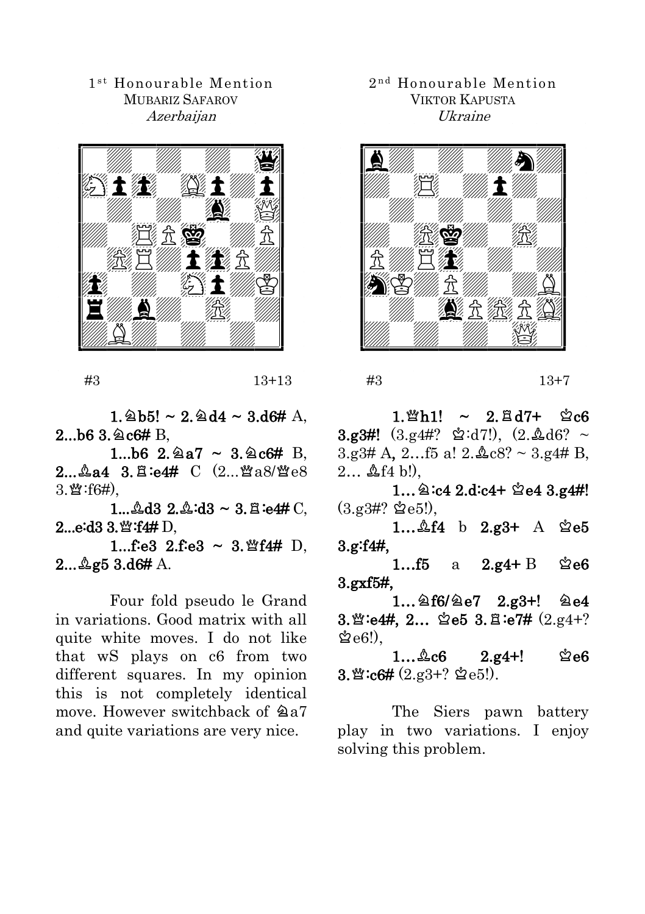## 1st Honourable Mention
MUBARIZ SAFAROV
*Azerbaijan*

#3 13+13

**1.♘b5! ~ 2.♘d4 ~ 3.d6#** A, **2...b6 3.♘c6#** B,

**1...b6 2.♘a7 ~ 3.♘c6#** B, **2...♗a4 3.♖:e4#** C (2...♕a8/♕e8 3.♕:f6#),

**1...♗d3 2.♗:d3 ~ 3.♖:e4#** C, **2...e:d3 3.♕:f4#** D,

**1...f:e3 2.f:e3 ~ 3.♕f4#** D, **2...♗g5 3.d6#** A.

Four fold pseudo le Grand in variations. Good matrix with all quite white moves. I do not like that wS plays on c6 from two different squares. In my opinion this is not completely identical move. However switchback of ♘a7 and quite variations are very nice.

## 2nd Honourable Mention
VIKTOR KAPUSTA
*Ukraine*

#3 13+7

**1.♕h1! ~ 2.♖d7+ ♔c6 3.g3#!** (3.g4#? ♔:d7!), (2.♗d6? ~ 3.g3# A, 2…f5 a! 2.♗c8? ~ 3.g4# B, 2… ♗f4 b!),

**1…♘:c4 2.d:c4+ ♔e4 3.g4#!** (3.g3#? ♔e5!),

**1…♗f4** b **2.g3+** A **♔e5 3.g:f4#,**

**1…f5** a **2.g4+** B **♔e6 3.gxf5#,**

**1…♘f6/♘e7 2.g3+! ♘e4 3.♕:e4#, 2… ♔e5 3.♖:e7#** (2.g4+? ♔e6!),

**1…♗c6 2.g4+! ♔e6 3.♕:c6#** (2.g3+? ♔e5!).

The Siers pawn battery play in two variations. I enjoy solving this problem.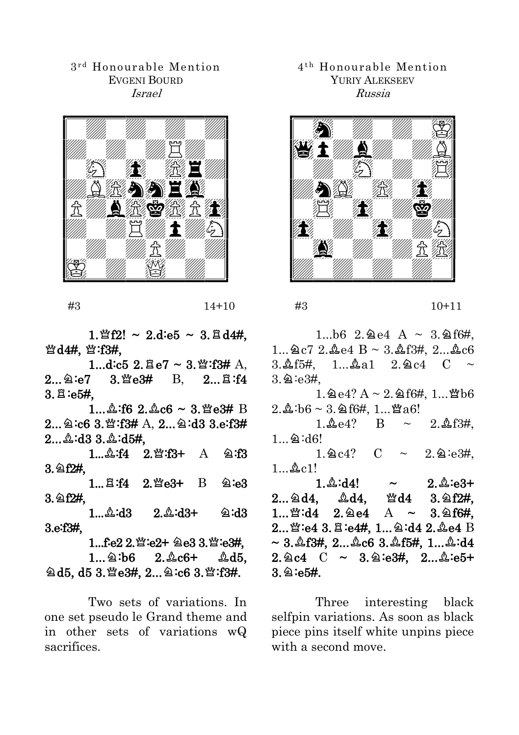3rd Honourable Mention
EVGENI BOURD
*Israel*

#3 14+10

**1.♕f2! ~ 2.d:e5 ~ 3.♖d4#, ♕d4#, ♕:f3#,**

**1...d:c5 2.♖e7 ~ 3.♕:f3#** A, **2...♘:e7 3.♕e3#** B, **2...♖:f4 3.♖:e5#,**

**1...♗:f6 2.♗c6 ~ 3.♕e3#** B **2...♘:c6 3.♕:f3#** A, **2...♘:d3 3.e:f3# 2...♗:d3 3.♗:d5#,**

**1...♗:f4 2.♕:f3+** A **♘:f3 3.♘f2#,**

**1...♖:f4 2.♕e3+** B **♘:e3 3.♘f2#,**

**1...♗:d3 2.♗:d3+ ♘:d3 3.e:f3#,**

**1...f:e2 2.♕:e2+ ♘e3 3.♕:e3#,**

**1...♘:b6 2.♗c6+ ♗d5, ♘d5, d5 3.♕e3#, 2...♘:c6 3.♕:f3#.**

Two sets of variations. In one set pseudo le Grand theme and in other sets of variations wQ sacrifices.

4th Honourable Mention
YURIY ALEKSEEV
*Russia*

#3 10+11

1...b6 2.♘e4 A ~ 3.♘f6#, 1...♘c7 2.♗e4 B ~ 3.♗f3#, 2...♗c6 3.♗f5#, 1...♗a1 2.♘c4 C ~ 3.♘:e3#,

1.♘e4? A ~ 2.♘f6#, 1...♕b6 2.♗:b6 ~ 3.♘f6#, 1...♕a6!

1.♗e4? B ~ 2.♗f3#, 1...♘:d6!

1.♘c4? C ~ 2.♘:e3#, 1...♗c1!

**1.♗:d4! ~ 2.♗:e3+ 2...♘d4, ♗d4, ♕d4 3.♘f2#, 1...♕:d4 2.♘e4** A **~ 3.♘f6#, 2...♕:e4 3.♖:e4#, 1...♘:d4 2.♗e4** B **~ 3.♗f3#, 2...♗c6 3.♗f5#, 1...♗:d4 2.♘c4** C **~ 3.♘:e3#, 2...♗:e5+ 3.♘:e5#.**

Three interesting black selfpin variations. As soon as black piece pins itself white unpins piece with a second move.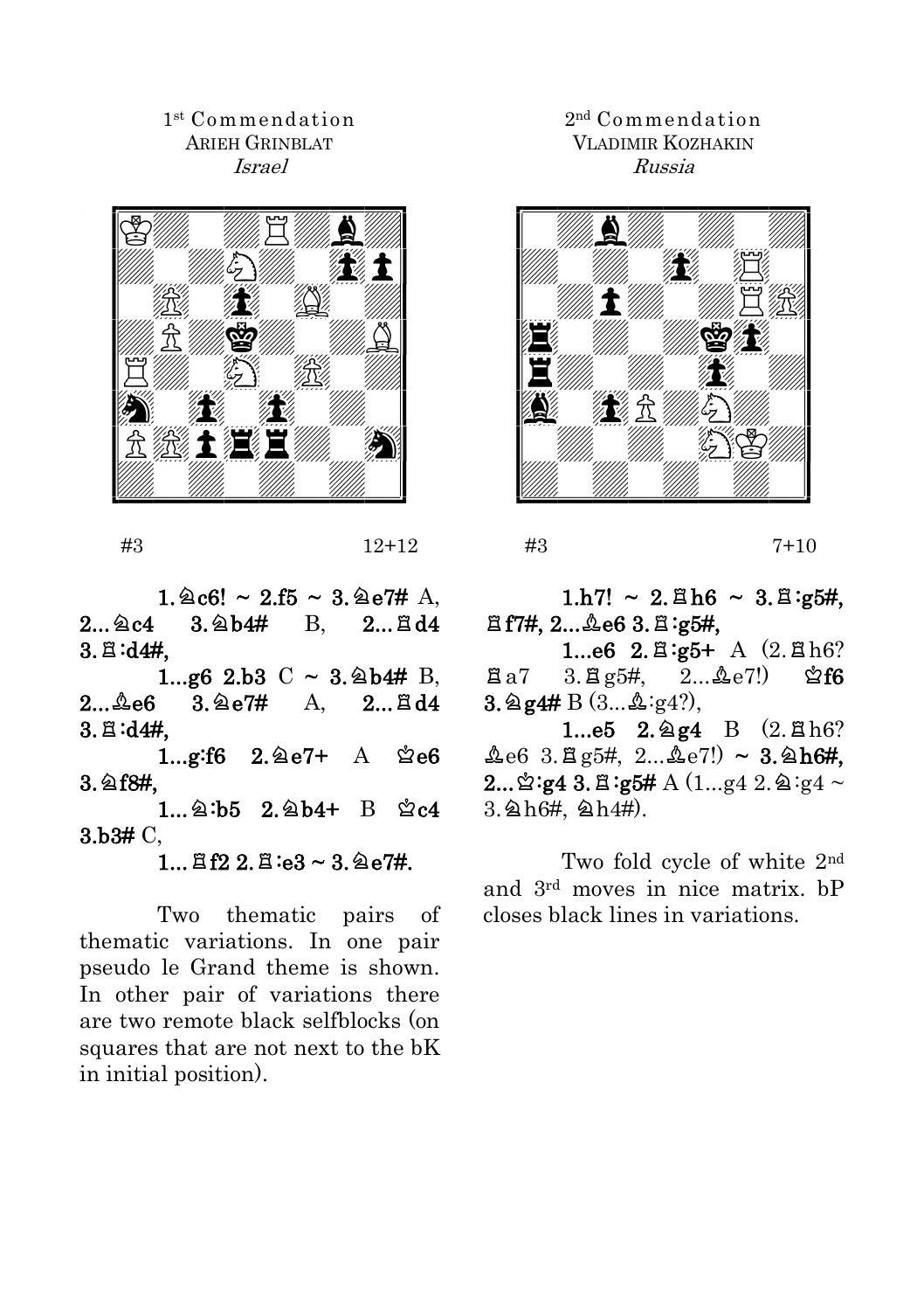1[st] Commendation
ARIEH GRINBLAT
*Israel*

#3 12+12

1.♘c6! ~ 2.f5 ~ 3.♘e7# A, 2...♘c4 3.♘b4# B, 2...♖d4 3.♖:d4#,

1...g6 2.b3 C ~ 3.♘b4# B, 2...♗e6 3.♘e7# A, 2...♖d4 3.♖:d4#,

1...g:f6 2.♘e7+ A ♔e6 3.♘f8#,

1...♘:b5 2.♘b4+ B ♔c4 3.b3# C,

1...♖f2 2.♖:e3 ~ 3.♘e7#.

Two thematic pairs of thematic variations. In one pair pseudo le Grand theme is shown. In other pair of variations there are two remote black selfblocks (on squares that are not next to the bK in initial position).

2[nd] Commendation
VLADIMIR KOZHAKIN
*Russia*

#3 7+10

1.h7! ~ 2.♖h6 ~ 3.♖:g5#, ♖f7#, 2...♗e6 3.♖:g5#,

1...e6 2.♖:g5+ A (2.♖h6? ♖a7 3.♖g5#, 2...♗e7!) ♔f6 3.♘g4# B (3...♗:g4?),

1...e5 2.♘g4 B (2.♖h6? ♗e6 3.♖g5#, 2...♗e7!) ~ 3.♘h6#, 2...♔:g4 3.♖:g5# A (1...g4 2.♘:g4 ~ 3.♘h6#, ♘h4#).

Two fold cycle of white 2[nd] and 3[rd] moves in nice matrix. bP closes black lines in variations.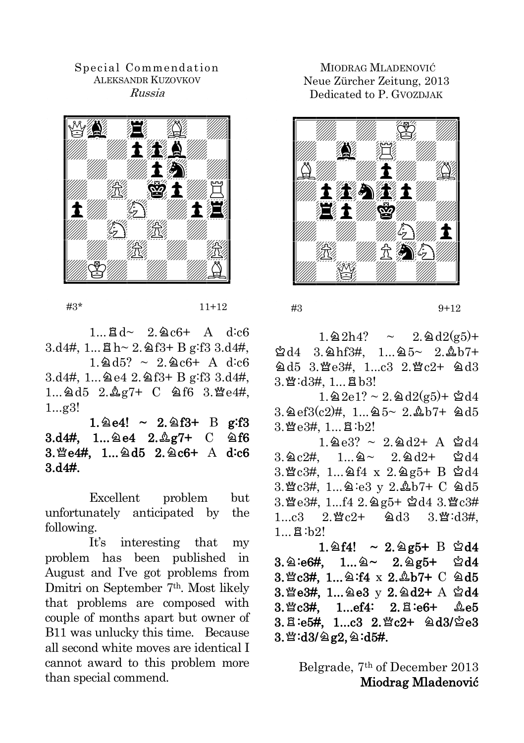Special Commendation
ALEKSANDR KUZOVKOV
*Russia*

#3* 11+12

1...♖d~ 2.♘c6+ A d:c6 3.d4#, 1...♖h~ 2.♘f3+ B g:f3 3.d4#,

1.♘d5? ~ 2.♘c6+ A d:c6 3.d4#, 1...♘e4 2.♘f3+ B g:f3 3.d4#, 1...♘d5 2.♗g7+ C ♘f6 3.♕e4#, 1...g3!

**1.♘e4! ~ 2.♘f3+ B g:f3 3.d4#, 1...♘e4 2.♗g7+ C ♘f6 3.♕e4#, 1...♘d5 2.♘c6+ A d:c6 3.d4#.**

Excellent problem but unfortunately anticipated by the following.

It's interesting that my problem has been published in August and I've got problems from Dmitri on September 7th. Most likely that problems are composed with couple of months apart but owner of B11 was unlucky this time. Because all second white moves are identical I cannot award to this problem more than special commend.

MIODRAG MLADENOVIĆ
Neue Zürcher Zeitung, 2013
Dedicated to P. GVOZDJAK

#3 9+12

1.♘2h4? ~ 2.♘d2(g5)+ ♔d4 3.♘hf3#, 1...♘5~ 2.♗b7+ ♘d5 3.♕e3#, 1...c3 2.♕c2+ ♘d3 3.♕:d3#, 1...♖b3!

1.♘2e1? ~ 2.♘d2(g5)+ ♔d4 3.♘ef3(c2)#, 1...♘5~ 2.♗b7+ ♘d5 3.♕e3#, 1...♖:b2!

1.♘e3? ~ 2.♘d2+ A ♔d4 3.♘c2#, 1...♘~ 2.♘d2+ ♔d4 3.♕c3#, 1...♘f4 x 2.♘g5+ B ♔d4 3.♕c3#, 1...♘:e3 y 2.♗b7+ C ♘d5 3.♕e3#, 1...f4 2.♘g5+ ♔d4 3.♕c3# 1...c3 2.♕c2+ ♘d3 3.♕:d3#, 1...♖:b2!

**1.♘f4! ~ 2.♘g5+ B ♔d4 3.♘:e6#, 1...♘~ 2.♘g5+ ♔d4 3.♕c3#, 1...♘:f4 x 2.♗b7+ C ♘d5 3.♕e3#, 1...♘e3 y 2.♘d2+ A ♔d4 3.♕c3#, 1...ef4: 2.♖:e6+ ♗e5 3.♖:e5#, 1...c3 2.♕c2+ ♘d3/♔e3 3.♕:d3/♘g2,♘:d5#.**

Belgrade, 7th of December 2013
**Miodrag Mladenović**